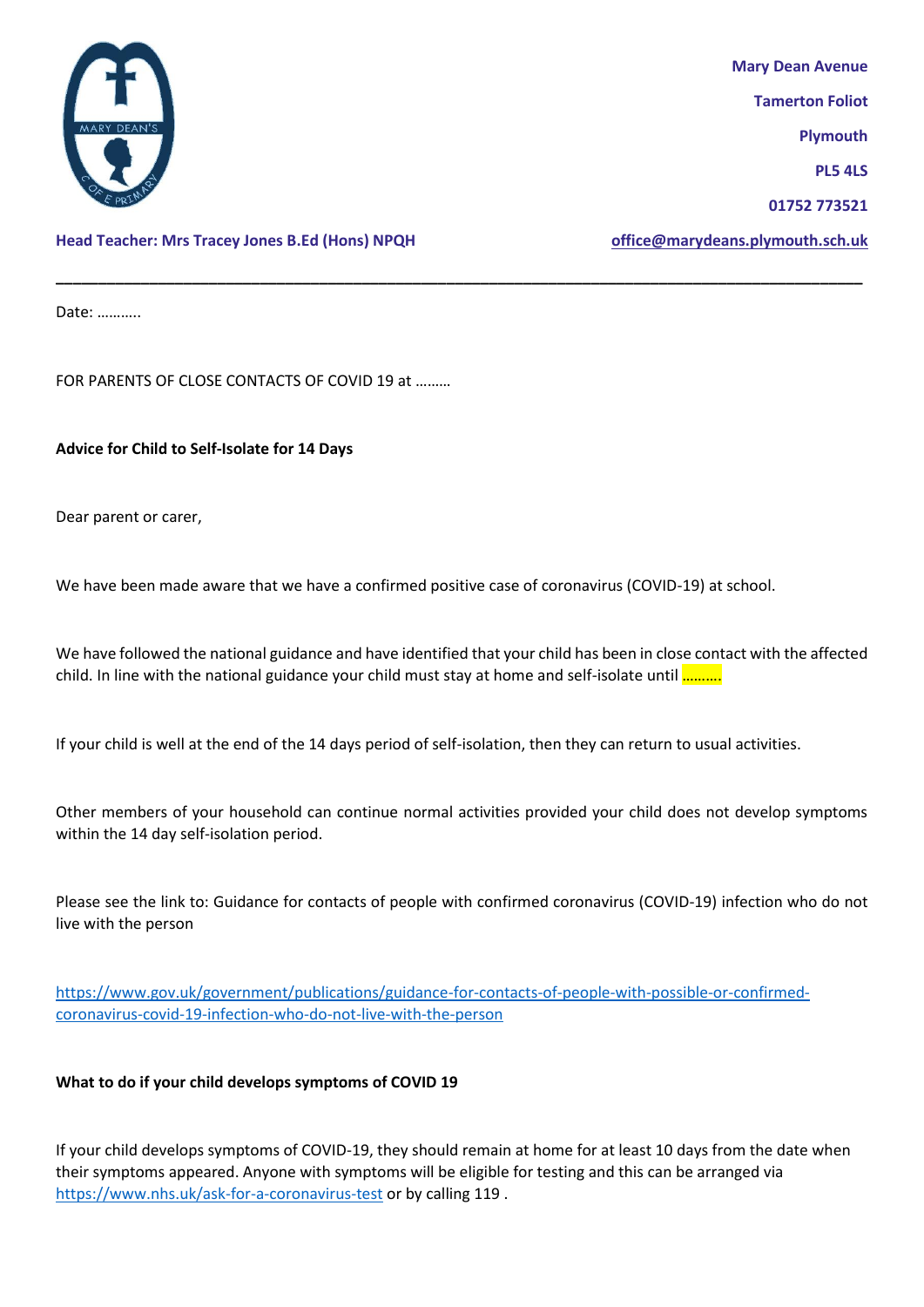Mary Dean Avenue

Tamerton Foliot

Plymouth

PL5 4LS

01752 773521

**Head Teacher: Mrs Tracey Jones B.Ed (Hons) NPQH**

**office@marydeans.plymouth.sch.uk**

---

Date: ………..

FOR PARENTS OF CLOSE CONTACTS OF COVID 19 at ………

**Advice for Child to Self-Isolate for 14 Days**

Dear parent or carer,

We have been made aware that we have a confirmed positive case of coronavirus (COVID-19) at school.

We have followed the national guidance and have identified that your child has been in close contact with the affected child. In line with the national guidance your child must stay at home and self-isolate until ……….

If your child is well at the end of the 14 days period of self-isolation, then they can return to usual activities.

Other members of your household can continue normal activities provided your child does not develop symptoms within the 14 day self-isolation period.

Please see the link to: Guidance for contacts of people with confirmed coronavirus (COVID-19) infection who do not live with the person

https://www.gov.uk/government/publications/guidance-for-contacts-of-people-with-possible-or-confirmed-coronavirus-covid-19-infection-who-do-not-live-with-the-person

**What to do if your child develops symptoms of COVID 19**

If your child develops symptoms of COVID-19, they should remain at home for at least 10 days from the date when their symptoms appeared. Anyone with symptoms will be eligible for testing and this can be arranged via https://www.nhs.uk/ask-for-a-coronavirus-test or by calling 119 .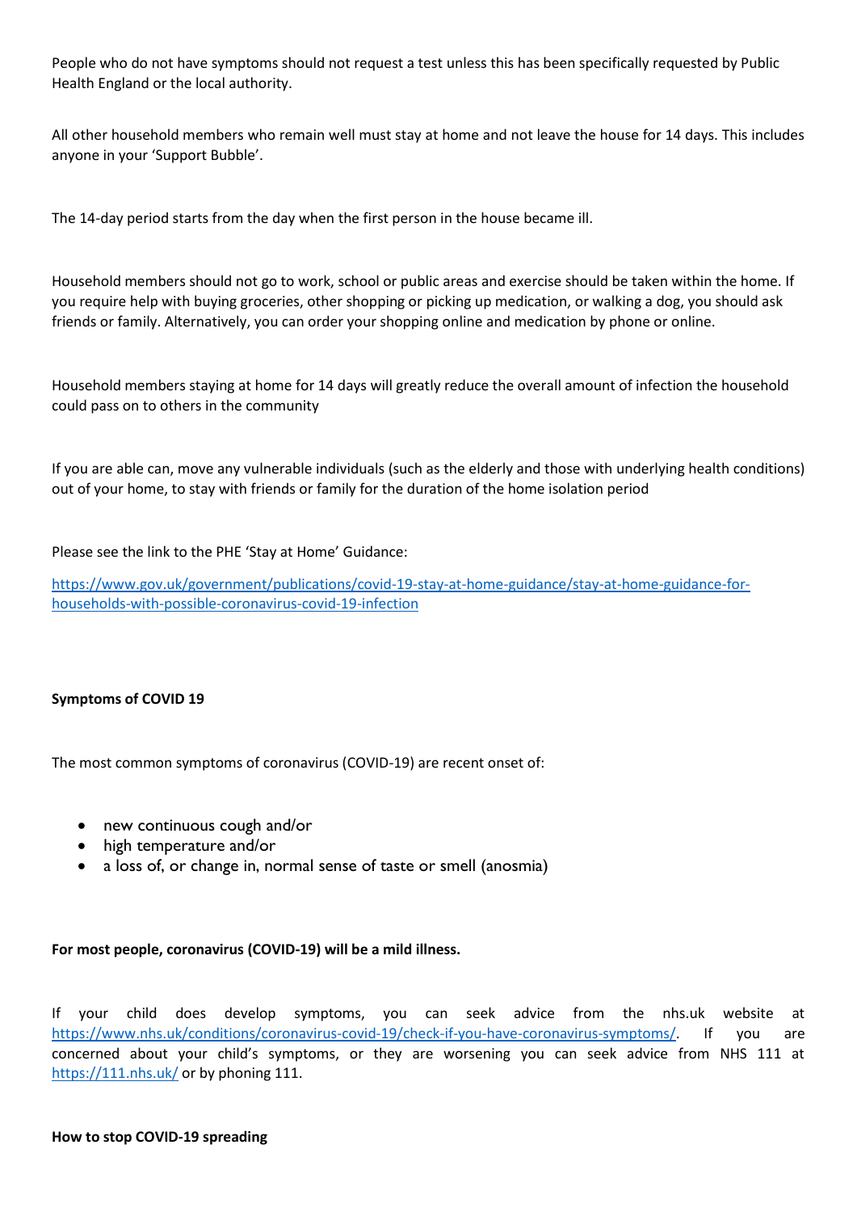People who do not have symptoms should not request a test unless this has been specifically requested by Public Health England or the local authority.

All other household members who remain well must stay at home and not leave the house for 14 days. This includes anyone in your 'Support Bubble'.

The 14-day period starts from the day when the first person in the house became ill.

Household members should not go to work, school or public areas and exercise should be taken within the home. If you require help with buying groceries, other shopping or picking up medication, or walking a dog, you should ask friends or family. Alternatively, you can order your shopping online and medication by phone or online.

Household members staying at home for 14 days will greatly reduce the overall amount of infection the household could pass on to others in the community

If you are able can, move any vulnerable individuals (such as the elderly and those with underlying health conditions) out of your home, to stay with friends or family for the duration of the home isolation period

Please see the link to the PHE 'Stay at Home' Guidance:

https://www.gov.uk/government/publications/covid-19-stay-at-home-guidance/stay-at-home-guidance-for-households-with-possible-coronavirus-covid-19-infection

**Symptoms of COVID 19**

The most common symptoms of coronavirus (COVID-19) are recent onset of:

- new continuous cough and/or
- high temperature and/or
- a loss of, or change in, normal sense of taste or smell (anosmia)

**For most people, coronavirus (COVID-19) will be a mild illness.**

If your child does develop symptoms, you can seek advice from the nhs.uk website at https://www.nhs.uk/conditions/coronavirus-covid-19/check-if-you-have-coronavirus-symptoms/. If you are concerned about your child's symptoms, or they are worsening you can seek advice from NHS 111 at https://111.nhs.uk/ or by phoning 111.

**How to stop COVID-19 spreading**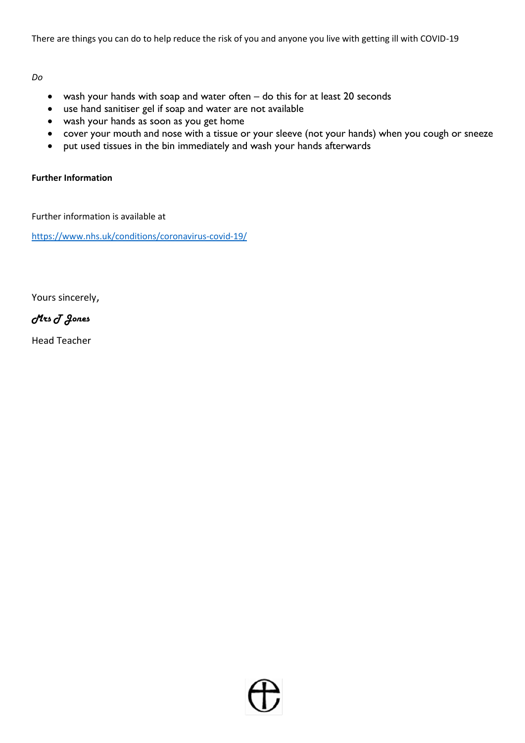There are things you can do to help reduce the risk of you and anyone you live with getting ill with COVID-19

*Do*

- wash your hands with soap and water often – do this for at least 20 seconds
- use hand sanitiser gel if soap and water are not available
- wash your hands as soon as you get home
- cover your mouth and nose with a tissue or your sleeve (not your hands) when you cough or sneeze
- put used tissues in the bin immediately and wash your hands afterwards

**Further Information**

Further information is available at

[https://www.nhs.uk/conditions/coronavirus-covid-19/](https://www.nhs.uk/conditions/coronavirus-covid-19/)

Yours sincerely,

*Mrs J Jones*

Head Teacher